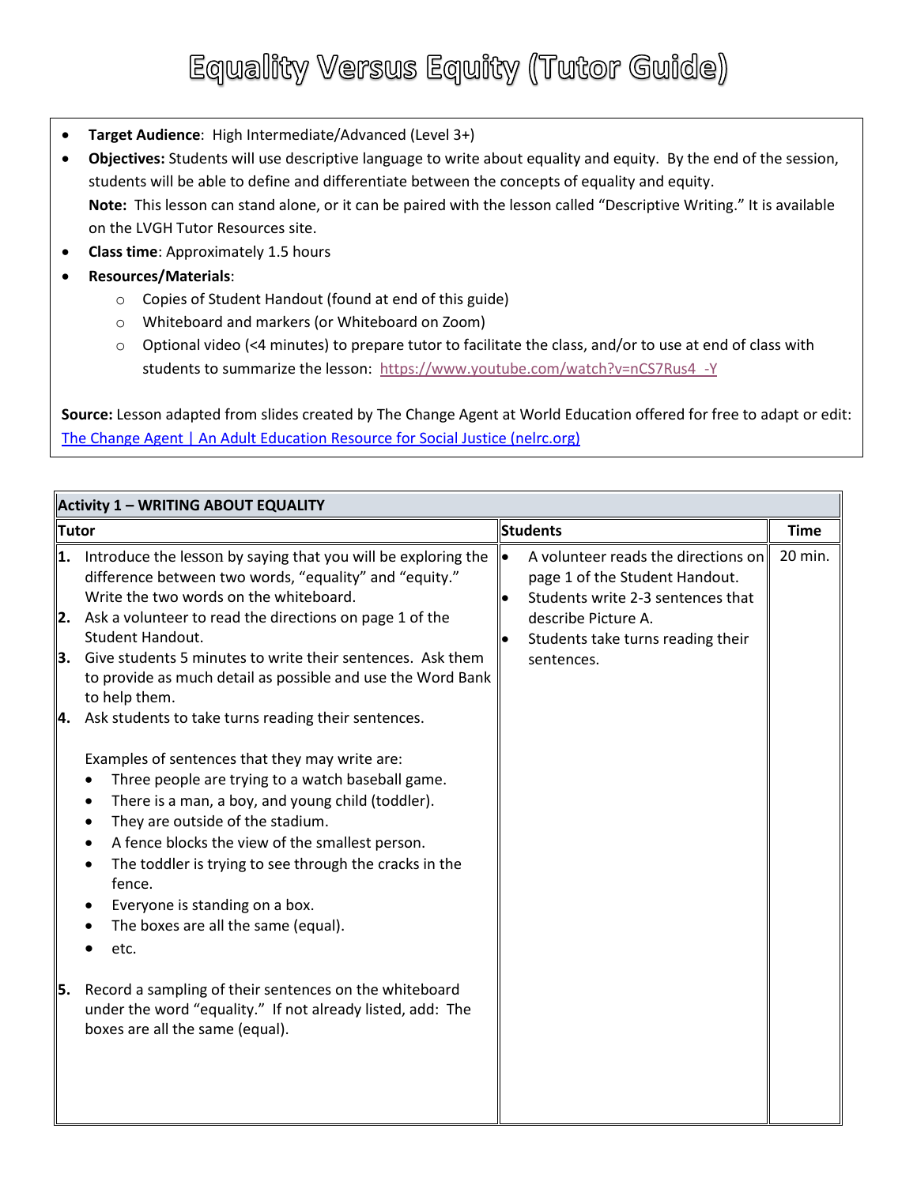# Equality Versus Equity (Tutor Guide)

- **Target Audience**: High Intermediate/Advanced (Level 3+)
- **Objectives:** Students will use descriptive language to write about equality and equity. By the end of the session, students will be able to define and differentiate between the concepts of equality and equity.
  **Note:** This lesson can stand alone, or it can be paired with the lesson called "Descriptive Writing." It is available on the LVGH Tutor Resources site.
- **Class time**: Approximately 1.5 hours
- **Resources/Materials**:
  - Copies of Student Handout (found at end of this guide)
  - Whiteboard and markers (or Whiteboard on Zoom)
  - Optional video (<4 minutes) to prepare tutor to facilitate the class, and/or to use at end of class with students to summarize the lesson: https://www.youtube.com/watch?v=nCS7Rus4_-Y

**Source:** Lesson adapted from slides created by The Change Agent at World Education offered for free to adapt or edit: The Change Agent | An Adult Education Resource for Social Justice (nelrc.org)

| **Activity 1 – WRITING ABOUT EQUALITY** | | |
|---|---|---|
| **Tutor** | **Students** | **Time** |
| 1. Introduce the lesson by saying that you will be exploring the difference between two words, "equality" and "equity." Write the two words on the whiteboard.<br>2. Ask a volunteer to read the directions on page 1 of the Student Handout.<br>3. Give students 5 minutes to write their sentences. Ask them to provide as much detail as possible and use the Word Bank to help them.<br>4. Ask students to take turns reading their sentences.<br><br>Examples of sentences that they may write are:<br>• Three people are trying to a watch baseball game.<br>• There is a man, a boy, and young child (toddler).<br>• They are outside of the stadium.<br>• A fence blocks the view of the smallest person.<br>• The toddler is trying to see through the cracks in the fence.<br>• Everyone is standing on a box.<br>• The boxes are all the same (equal).<br>• etc.<br><br>5. Record a sampling of their sentences on the whiteboard under the word "equality." If not already listed, add: The boxes are all the same (equal). | • A volunteer reads the directions on page 1 of the Student Handout.<br>• Students write 2-3 sentences that describe Picture A.<br>• Students take turns reading their sentences. | 20 min. |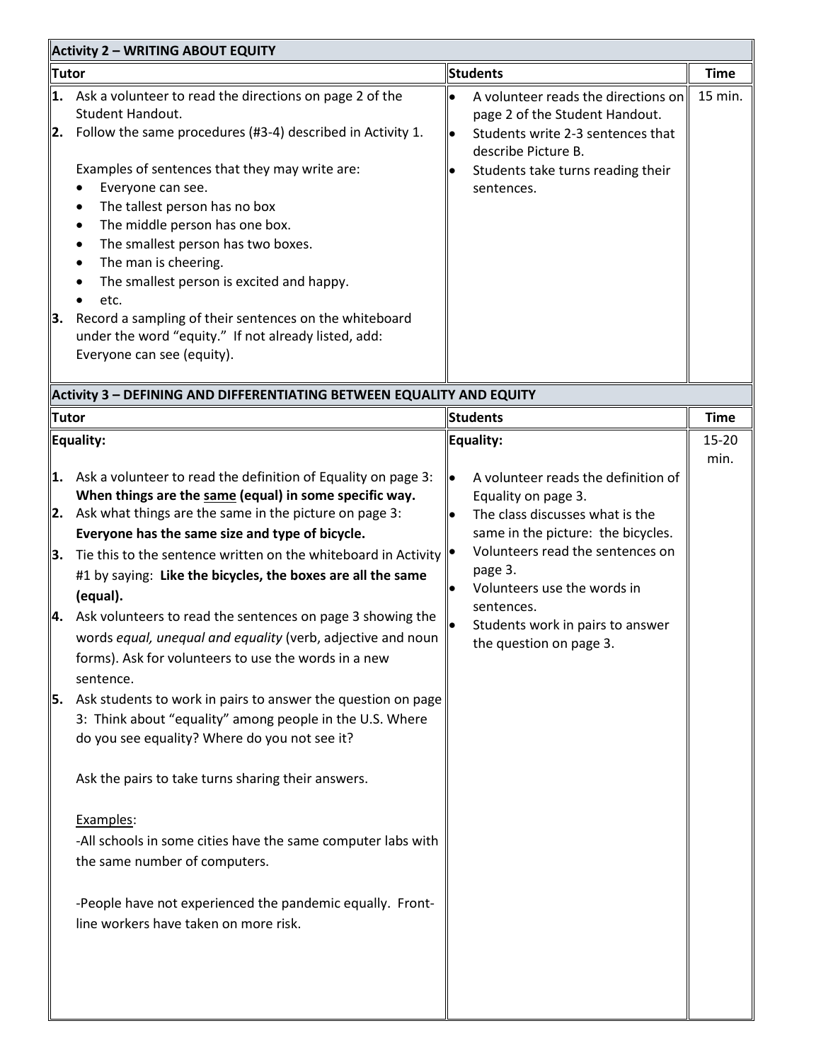| Activity 2 – WRITING ABOUT EQUITY | | |
|---|---|---|
| **Tutor** | **Students** | **Time** |
| **1.** Ask a volunteer to read the directions on page 2 of the Student Handout.<br>**2.** Follow the same procedures (#3-4) described in Activity 1.<br><br>Examples of sentences that they may write are:<br>• Everyone can see.<br>• The tallest person has no box<br>• The middle person has one box.<br>• The smallest person has two boxes.<br>• The man is cheering.<br>• The smallest person is excited and happy.<br>• etc.<br>**3.** Record a sampling of their sentences on the whiteboard under the word "equity." If not already listed, add: Everyone can see (equity). | • A volunteer reads the directions on page 2 of the Student Handout.<br>• Students write 2-3 sentences that describe Picture B.<br>• Students take turns reading their sentences. | 15 min. |

| Activity 3 – DEFINING AND DIFFERENTIATING BETWEEN EQUALITY AND EQUITY | | |
|---|---|---|
| **Tutor** | **Students** | **Time** |
| **Equality:**<br><br>**1.** Ask a volunteer to read the definition of Equality on page 3: **When things are the same (equal) in some specific way.**<br>**2.** Ask what things are the same in the picture on page 3: **Everyone has the same size and type of bicycle.**<br>**3.** Tie this to the sentence written on the whiteboard in Activity #1 by saying: **Like the bicycles, the boxes are all the same (equal).**<br>**4.** Ask volunteers to read the sentences on page 3 showing the words *equal, unequal and equality* (verb, adjective and noun forms). Ask for volunteers to use the words in a new sentence.<br>**5.** Ask students to work in pairs to answer the question on page 3: Think about "equality" among people in the U.S. Where do you see equality? Where do you not see it?<br><br>Ask the pairs to take turns sharing their answers.<br><br>Examples:<br>-All schools in some cities have the same computer labs with the same number of computers.<br><br>-People have not experienced the pandemic equally. Front-line workers have taken on more risk. | **Equality:**<br><br>• A volunteer reads the definition of Equality on page 3.<br>• The class discusses what is the same in the picture: the bicycles.<br>• Volunteers read the sentences on page 3.<br>• Volunteers use the words in sentences.<br>• Students work in pairs to answer the question on page 3. | 15-20 min. |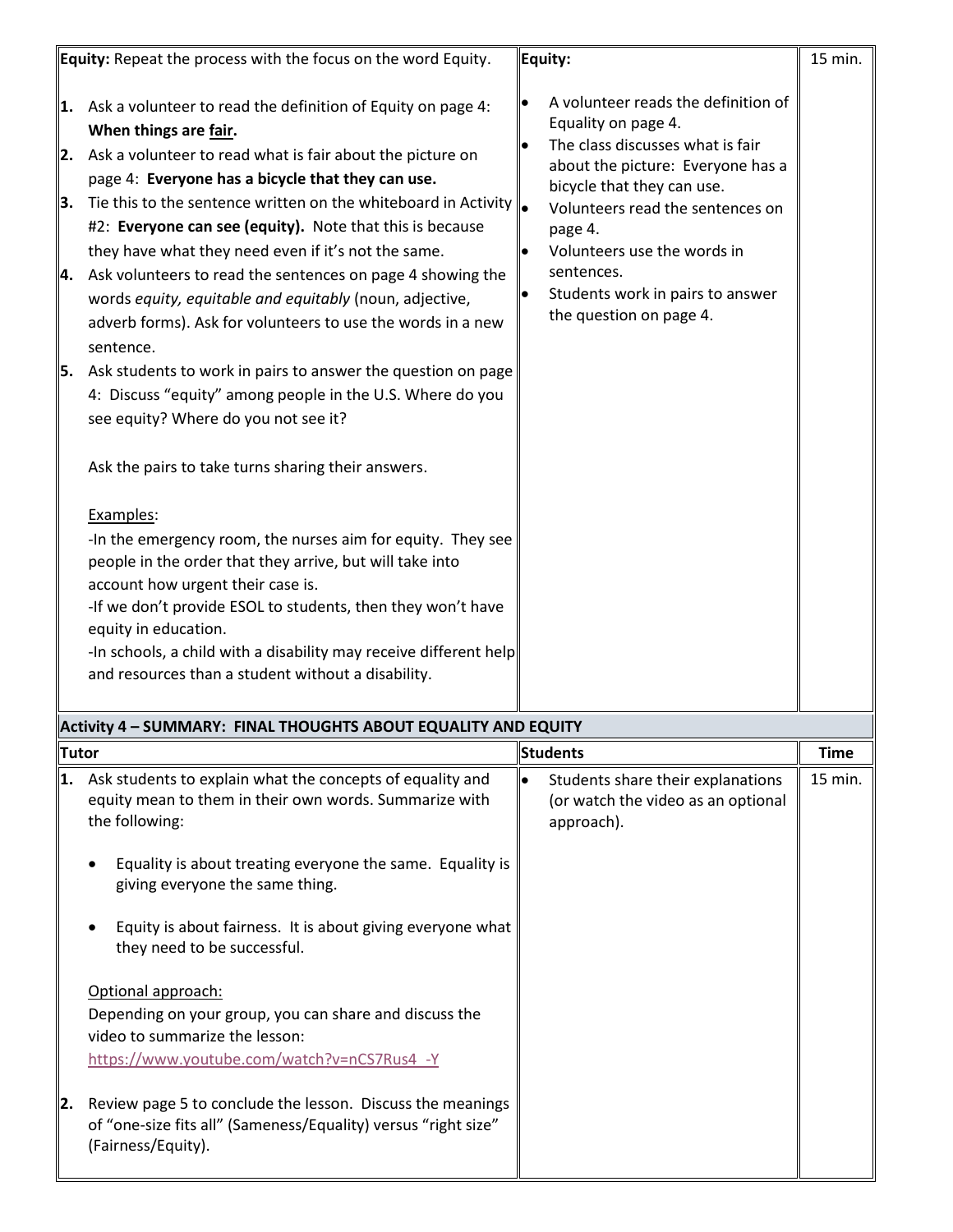| **Equity:** Repeat the process with the focus on the word Equity.<br><br>**1.** Ask a volunteer to read the definition of Equity on page 4: **When things are <u>fair</u>.**<br>**2.** Ask a volunteer to read what is fair about the picture on page 4: **Everyone has a bicycle that they can use.**<br>**3.** Tie this to the sentence written on the whiteboard in Activity #2: **Everyone can see (equity).** Note that this is because they have what they need even if it's not the same.<br>**4.** Ask volunteers to read the sentences on page 4 showing the words *equity, equitable and equitably* (noun, adjective, adverb forms). Ask for volunteers to use the words in a new sentence.<br>**5.** Ask students to work in pairs to answer the question on page 4: Discuss "equity" among people in the U.S. Where do you see equity? Where do you not see it?<br><br>Ask the pairs to take turns sharing their answers.<br><br><u>Examples</u>:<br>-In the emergency room, the nurses aim for equity. They see people in the order that they arrive, but will take into account how urgent their case is.<br>-If we don't provide ESOL to students, then they won't have equity in education.<br>-In schools, a child with a disability may receive different help and resources than a student without a disability. | **Equity:**<br><br>• A volunteer reads the definition of Equality on page 4.<br>• The class discusses what is fair about the picture: Everyone has a bicycle that they can use.<br>• Volunteers read the sentences on page 4.<br>• Volunteers use the words in sentences.<br>• Students work in pairs to answer the question on page 4. | 15 min. |
|---|---|---|
| **Activity 4 – SUMMARY: FINAL THOUGHTS ABOUT EQUALITY AND EQUITY** | | |
| **Tutor** | **Students** | **Time** |
| **1.** Ask students to explain what the concepts of equality and equity mean to them in their own words. Summarize with the following:<br><br>• Equality is about treating everyone the same. Equality is giving everyone the same thing.<br><br>• Equity is about fairness. It is about giving everyone what they need to be successful.<br><br><u>Optional approach:</u><br>Depending on your group, you can share and discuss the video to summarize the lesson:<br>https://www.youtube.com/watch?v=nCS7Rus4_-Y<br><br>**2.** Review page 5 to conclude the lesson. Discuss the meanings of "one-size fits all" (Sameness/Equality) versus "right size" (Fairness/Equity). | • Students share their explanations (or watch the video as an optional approach). | 15 min. |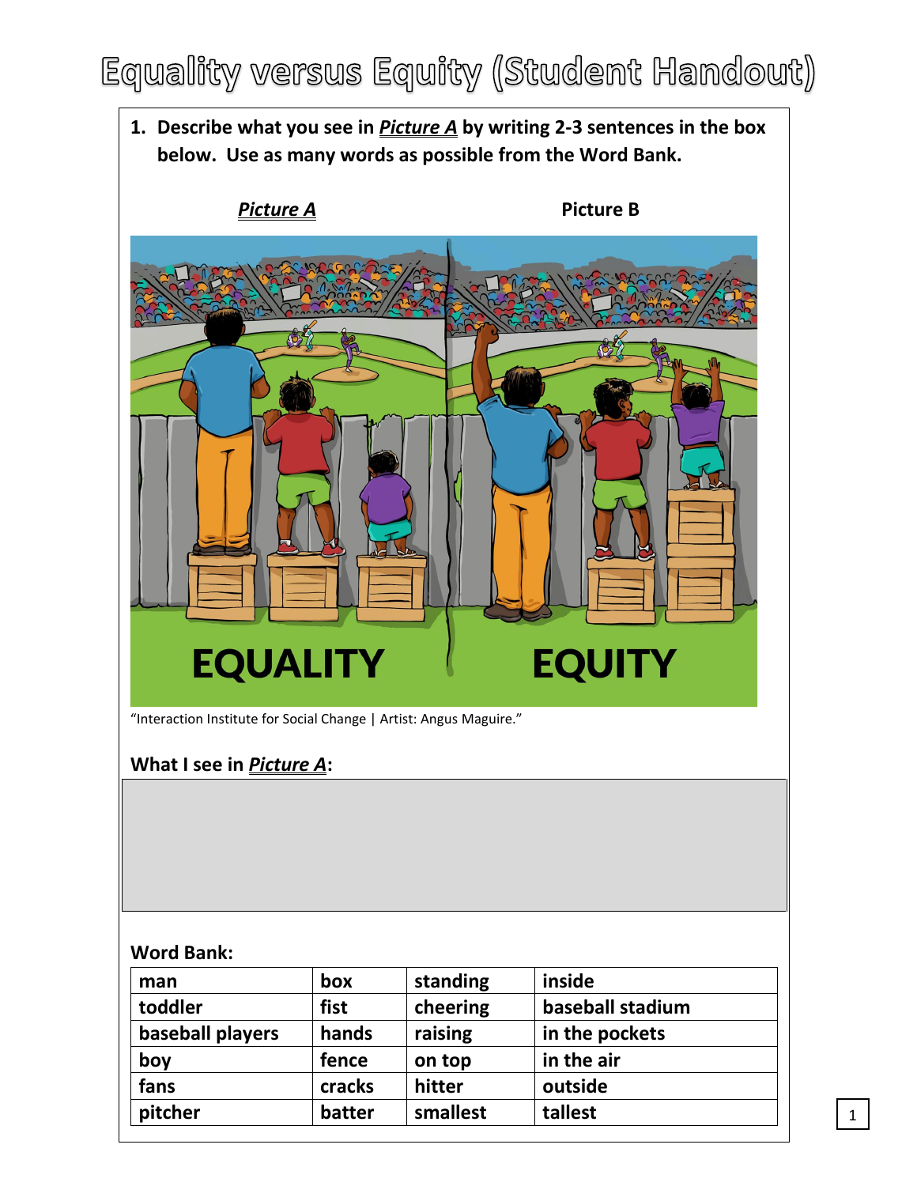# Equality versus Equity (Student Handout)

1. **Describe what you see in *Picture A* by writing 2-3 sentences in the box below. Use as many words as possible from the Word Bank.**

***Picture A*** **Picture B**

"Interaction Institute for Social Change | Artist: Angus Maguire."

**What I see in *Picture A*:**

**Word Bank:**

| man | box | standing | inside |
|---|---|---|---|
| toddler | fist | cheering | baseball stadium |
| baseball players | hands | raising | in the pockets |
| boy | fence | on top | in the air |
| fans | cracks | hitter | outside |
| pitcher | batter | smallest | tallest |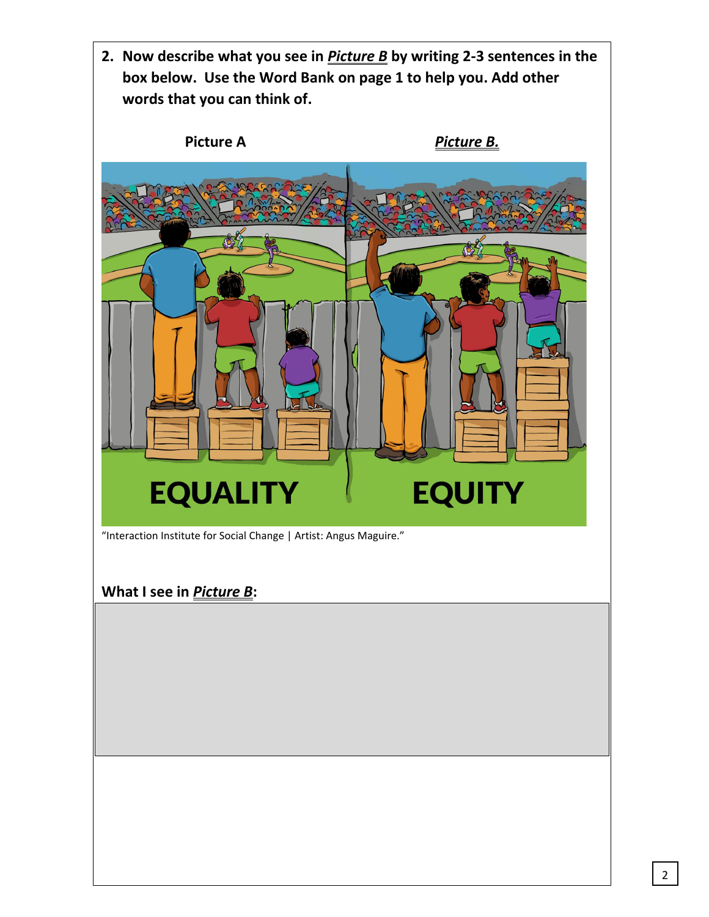2. **Now describe what you see in *Picture B* by writing 2-3 sentences in the box below. Use the Word Bank on page 1 to help you. Add other words that you can think of.**

**Picture A** | ***Picture B.***

EQUALITY | EQUITY

"Interaction Institute for Social Change | Artist: Angus Maguire."

**What I see in *Picture B*:**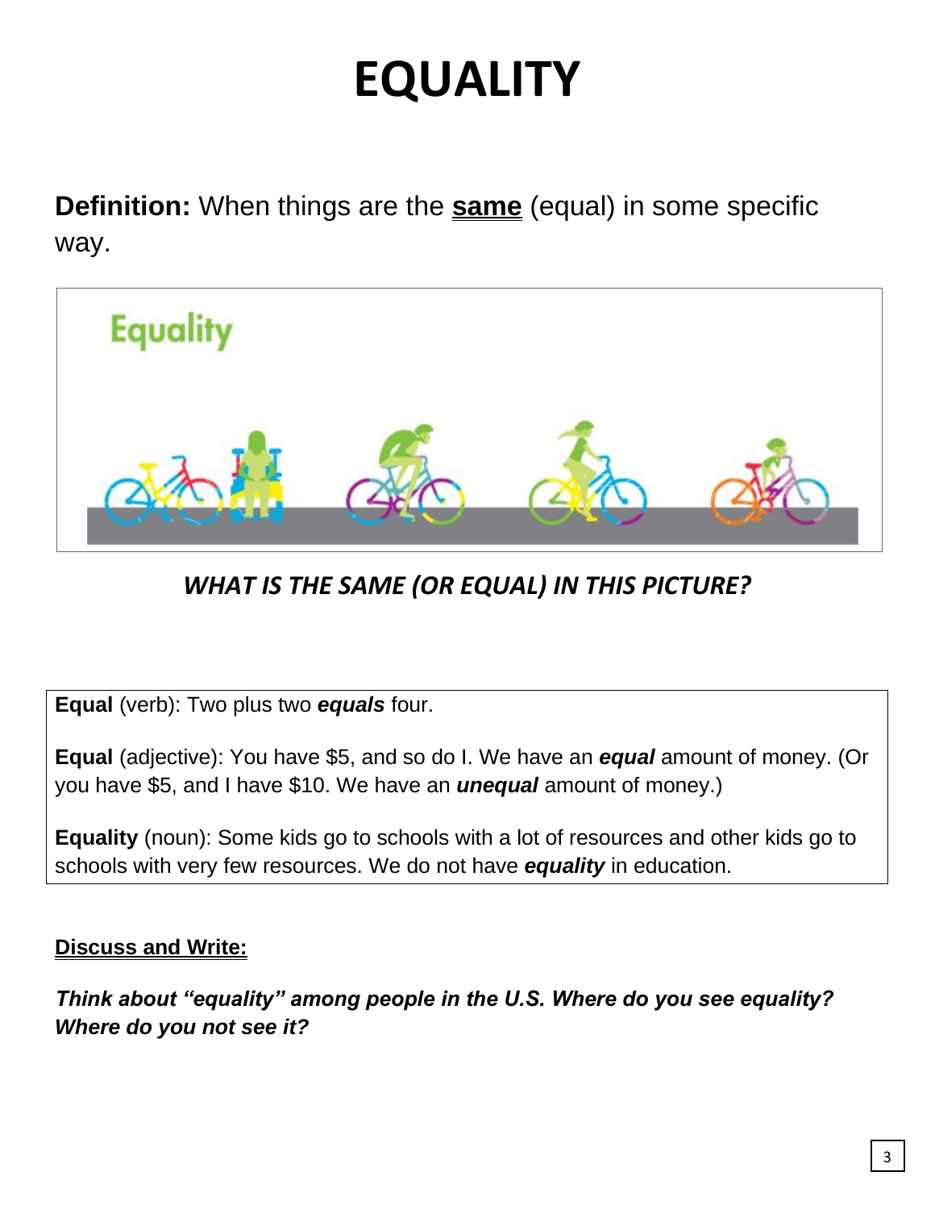# EQUALITY

**Definition:** When things are the **same** (equal) in some specific way.

*WHAT IS THE SAME (OR EQUAL) IN THIS PICTURE?*

**Equal** (verb): Two plus two ***equals*** four.

**Equal** (adjective): You have $5, and so do I. We have an ***equal*** amount of money. (Or you have $5, and I have $10. We have an ***unequal*** amount of money.)

**Equality** (noun): Some kids go to schools with a lot of resources and other kids go to schools with very few resources. We do not have ***equality*** in education.

**Discuss and Write:**

***Think about "equality" among people in the U.S. Where do you see equality? Where do you not see it?***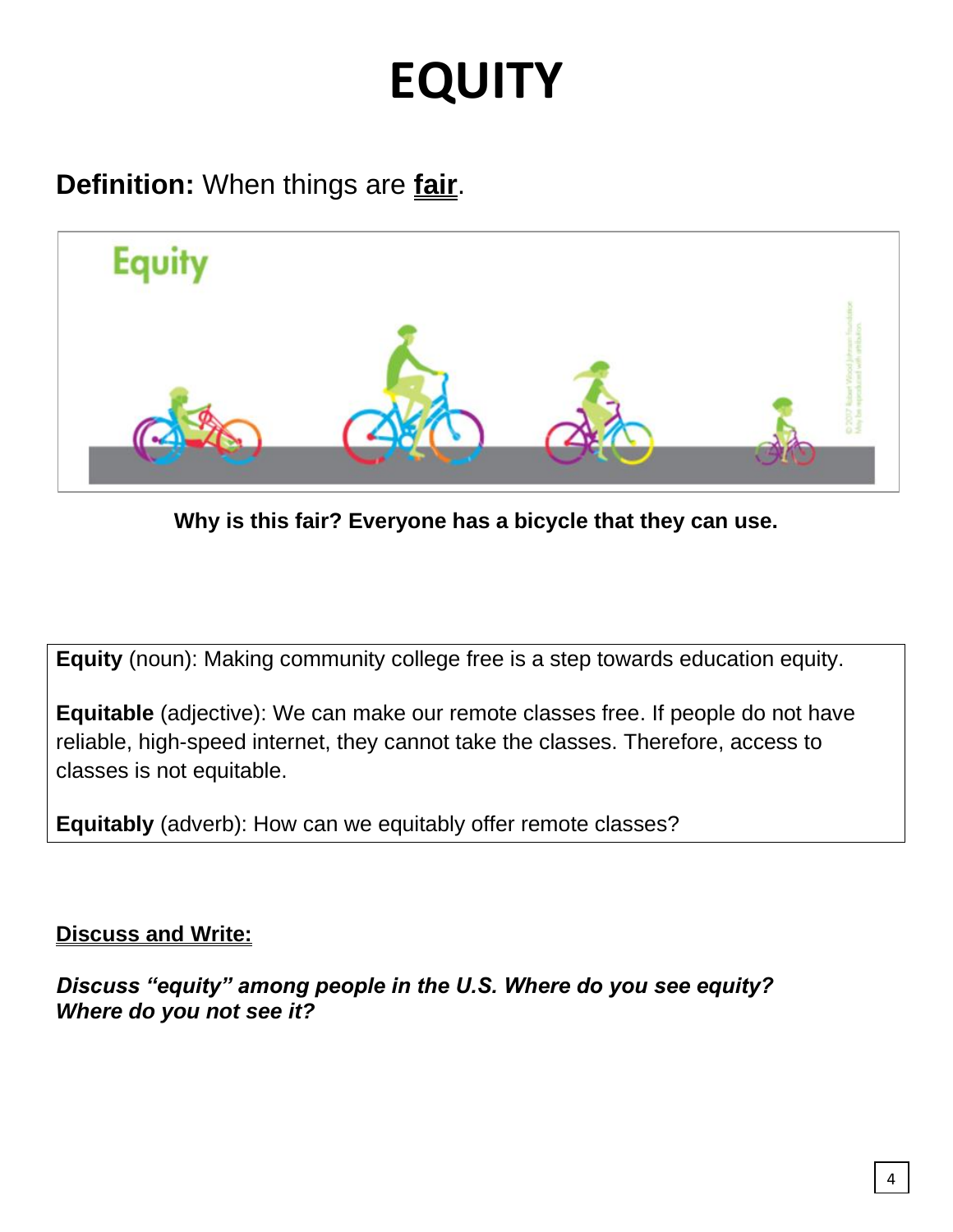# EQUITY

**Definition:** When things are **fair**.

**Why is this fair? Everyone has a bicycle that they can use.**

**Equity** (noun): Making community college free is a step towards education equity.

**Equitable** (adjective): We can make our remote classes free. If people do not have reliable, high-speed internet, they cannot take the classes. Therefore, access to classes is not equitable.

**Equitably** (adverb): How can we equitably offer remote classes?

**Discuss and Write:**

***Discuss "equity" among people in the U.S. Where do you see equity? Where do you not see it?***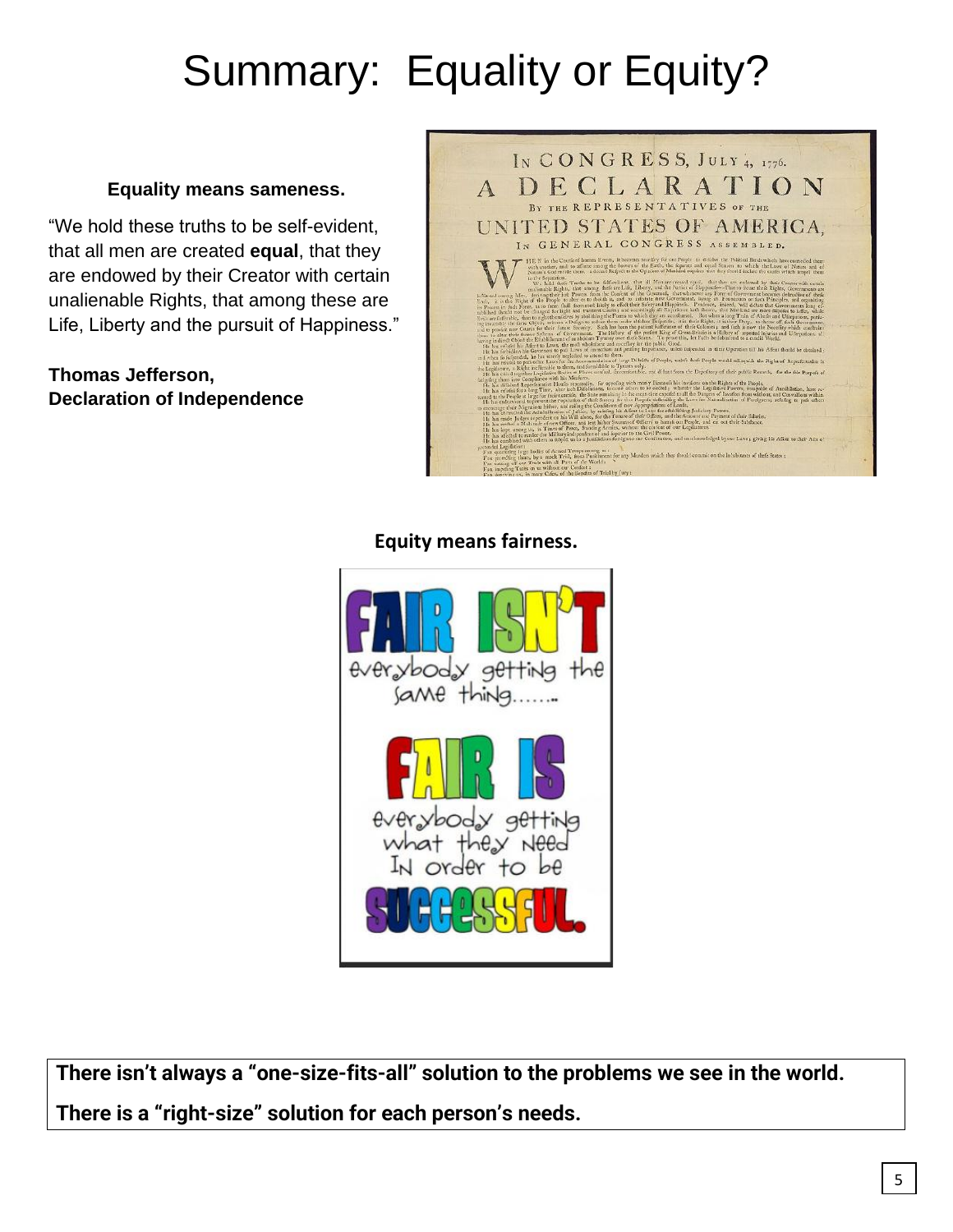# Summary: Equality or Equity?

**Equality means sameness.**

"We hold these truths to be self-evident, that all men are created **equal**, that they are endowed by their Creator with certain unalienable Rights, that among these are Life, Liberty and the pursuit of Happiness."

**Thomas Jefferson,**
**Declaration of Independence**

**Equity means fairness.**

**There isn't always a "one-size-fits-all" solution to the problems we see in the world.**

**There is a "right-size" solution for each person's needs.**